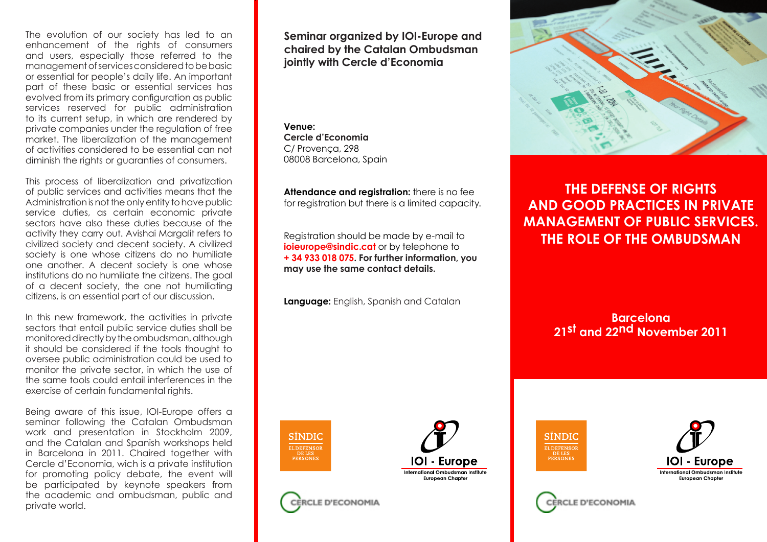The evolution of our society has led to an enhancement of the rights of consumers and users, especially those referred to the management of services considered to be basic or essential for people's daily life. An important part of these basic or essential services has evolved from its primary configuration as public services reserved for public administration to its current setup, in which are rendered by private companies under the regulation of free market. The liberalization of the management of activities considered to be essential can not diminish the rights or guaranties of consumers.

This process of liberalization and privatization of public services and activities means that the Administration is not the only entity to have public service duties, as certain economic private sectors have also these duties because of the activity they carry out. Avishai Margalit refers to civilized society and decent society. A civilized society is one whose citizens do no humiliate one another. A decent society is one whose institutions do no humiliate the citizens. The goal of a decent society, the one not humiliating citizens, is an essential part of our discussion.

In this new framework, the activities in private sectors that entail public service duties shall be monitored directly by the ombudsman, although it should be considered if the tools thought to oversee public administration could be used to monitor the private sector, in which the use of the same tools could entail interferences in the exercise of certain fundamental rights.

Being aware of this issue, IOI-Europe offers a seminar following the Catalan Ombudsman work and presentation in Stockholm 2009, and the Catalan and Spanish workshops held in Barcelona in 2011. Chaired together with Cercle d'Economia, wich is a private institution for promoting policy debate, the event will be participated by keynote speakers from the academic and ombudsman, public and private world.

**Seminar organized by IOI-Europe and chaired by the Catalan Ombudsman jointly with Cercle d'Economia**

**Venue:**
**Cercle d'Economia**
C/ Provença, 298
08008 Barcelona, Spain

**Attendance and registration:** there is no fee for registration but there is a limited capacity.

Registration should be made by e-mail to **ioieurope@sindic.cat** or by telephone to **+ 34 933 018 075. For further information, you may use the same contact details.**

**Language:** English, Spanish and Catalan

SÍNDIC
EL DEFENSOR DE LES PERSONES

IOI - Europe
International Ombudsman Institute
European Chapter

CERCLE D'ECONOMIA

# THE DEFENSE OF RIGHTS AND GOOD PRACTICES IN PRIVATE MANAGEMENT OF PUBLIC SERVICES. THE ROLE OF THE OMBUDSMAN

**Barcelona**
**21st and 22nd November 2011**

SÍNDIC
EL DEFENSOR DE LES PERSONES

IOI - Europe
International Ombudsman Institute
European Chapter

CERCLE D'ECONOMIA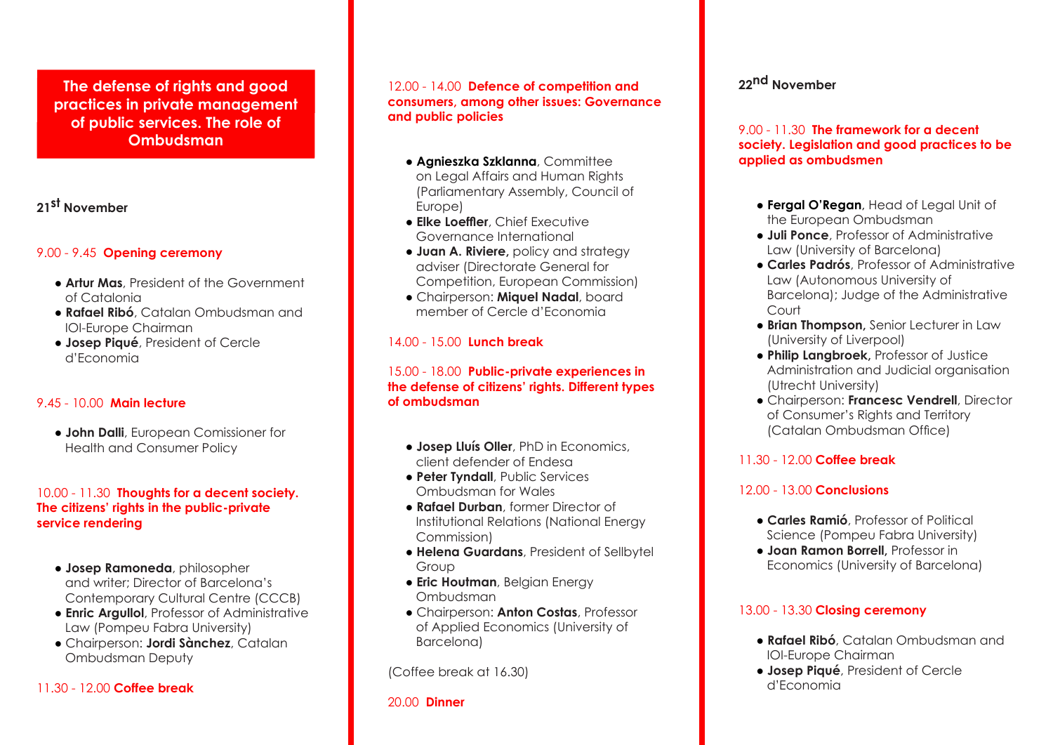# The defense of rights and good practices in private management of public services. The role of Ombudsman

## 21st November

**9.00 - 9.45 Opening ceremony**

- **Artur Mas**, President of the Government of Catalonia
- **Rafael Ribó**, Catalan Ombudsman and IOI-Europe Chairman
- **Josep Piqué**, President of Cercle d'Economia

**9.45 - 10.00 Main lecture**

- **John Dalli**, European Comissioner for Health and Consumer Policy

**10.00 - 11.30 Thoughts for a decent society. The citizens' rights in the public-private service rendering**

- **Josep Ramoneda**, philosopher and writer; Director of Barcelona's Contemporary Cultural Centre (CCCB)
- **Enric Argullol**, Professor of Administrative Law (Pompeu Fabra University)
- Chairperson: **Jordi Sànchez**, Catalan Ombudsman Deputy

**11.30 - 12.00 Coffee break**

**12.00 - 14.00 Defence of competition and consumers, among other issues: Governance and public policies**

- **Agnieszka Szklanna**, Committee on Legal Affairs and Human Rights (Parliamentary Assembly, Council of Europe)
- **Elke Loeffler**, Chief Executive Governance International
- **Juan A. Riviere,** policy and strategy adviser (Directorate General for Competition, European Commission)
- Chairperson: **Miquel Nadal**, board member of Cercle d'Economia

**14.00 - 15.00 Lunch break**

**15.00 - 18.00 Public-private experiences in the defense of citizens' rights. Different types of ombudsman**

- **Josep Lluís Oller**, PhD in Economics, client defender of Endesa
- **Peter Tyndall**, Public Services Ombudsman for Wales
- **Rafael Durban**, former Director of Institutional Relations (National Energy Commission)
- **Helena Guardans**, President of Sellbytel Group
- **Eric Houtman**, Belgian Energy Ombudsman
- Chairperson: **Anton Costas**, Professor of Applied Economics (University of Barcelona)

(Coffee break at 16.30)

**20.00 Dinner**

## 22nd November

**9.00 - 11.30 The framework for a decent society. Legislation and good practices to be applied as ombudsmen**

- **Fergal O'Regan**, Head of Legal Unit of the European Ombudsman
- **Juli Ponce**, Professor of Administrative Law (University of Barcelona)
- **Carles Padrós**, Professor of Administrative Law (Autonomous University of Barcelona); Judge of the Administrative Court
- **Brian Thompson,** Senior Lecturer in Law (University of Liverpool)
- **Philip Langbroek,** Professor of Justice Administration and Judicial organisation (Utrecht University)
- Chairperson: **Francesc Vendrell**, Director of Consumer's Rights and Territory (Catalan Ombudsman Office)

**11.30 - 12.00 Coffee break**

**12.00 - 13.00 Conclusions**

- **Carles Ramió**, Professor of Political Science (Pompeu Fabra University)
- **Joan Ramon Borrell,** Professor in Economics (University of Barcelona)

**13.00 - 13.30 Closing ceremony**

- **Rafael Ribó**, Catalan Ombudsman and IOI-Europe Chairman
- **Josep Piqué**, President of Cercle d'Economia